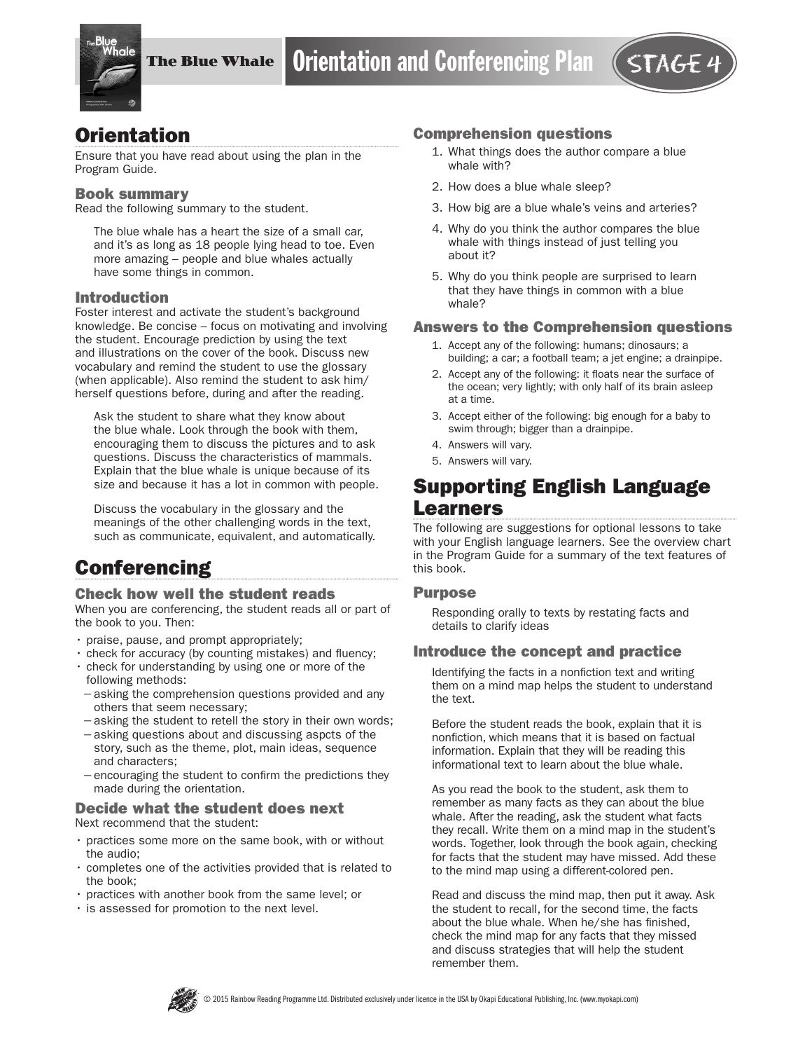# The Blue Whale — Orientation and Conferencing Plan — STAGE 4

## Orientation

Ensure that you have read about using the plan in the Program Guide.

### Book summary

Read the following summary to the student.

> The blue whale has a heart the size of a small car, and it's as long as 18 people lying head to toe. Even more amazing – people and blue whales actually have some things in common.

### Introduction

Foster interest and activate the student's background knowledge. Be concise – focus on motivating and involving the student. Encourage prediction by using the text and illustrations on the cover of the book. Discuss new vocabulary and remind the student to use the glossary (when applicable). Also remind the student to ask him/herself questions before, during and after the reading.

> Ask the student to share what they know about the blue whale. Look through the book with them, encouraging them to discuss the pictures and to ask questions. Discuss the characteristics of mammals. Explain that the blue whale is unique because of its size and because it has a lot in common with people.
>
> Discuss the vocabulary in the glossary and the meanings of the other challenging words in the text, such as communicate, equivalent, and automatically.

## Conferencing

### Check how well the student reads

When you are conferencing, the student reads all or part of the book to you. Then:

- praise, pause, and prompt appropriately;
- check for accuracy (by counting mistakes) and fluency;
- check for understanding by using one or more of the following methods:
  - asking the comprehension questions provided and any others that seem necessary;
  - asking the student to retell the story in their own words;
  - asking questions about and discussing aspcts of the story, such as the theme, plot, main ideas, sequence and characters;
  - encouraging the student to confirm the predictions they made during the orientation.

### Decide what the student does next

Next recommend that the student:

- practices some more on the same book, with or without the audio;
- completes one of the activities provided that is related to the book;
- practices with another book from the same level; or
- is assessed for promotion to the next level.

### Comprehension questions

1. What things does the author compare a blue whale with?
2. How does a blue whale sleep?
3. How big are a blue whale's veins and arteries?
4. Why do you think the author compares the blue whale with things instead of just telling you about it?
5. Why do you think people are surprised to learn that they have things in common with a blue whale?

### Answers to the Comprehension questions

1. Accept any of the following: humans; dinosaurs; a building; a car; a football team; a jet engine; a drainpipe.
2. Accept any of the following: it floats near the surface of the ocean; very lightly; with only half of its brain asleep at a time.
3. Accept either of the following: big enough for a baby to swim through; bigger than a drainpipe.
4. Answers will vary.
5. Answers will vary.

## Supporting English Language Learners

The following are suggestions for optional lessons to take with your English language learners. See the overview chart in the Program Guide for a summary of the text features of this book.

### Purpose

> Responding orally to texts by restating facts and details to clarify ideas

### Introduce the concept and practice

> Identifying the facts in a nonfiction text and writing them on a mind map helps the student to understand the text.
>
> Before the student reads the book, explain that it is nonfiction, which means that it is based on factual information. Explain that they will be reading this informational text to learn about the blue whale.
>
> As you read the book to the student, ask them to remember as many facts as they can about the blue whale. After the reading, ask the student what facts they recall. Write them on a mind map in the student's words. Together, look through the book again, checking for facts that the student may have missed. Add these to the mind map using a different-colored pen.
>
> Read and discuss the mind map, then put it away. Ask the student to recall, for the second time, the facts about the blue whale. When he/she has finished, check the mind map for any facts that they missed and discuss strategies that will help the student remember them.

© 2015 Rainbow Reading Programme Ltd. Distributed exclusively under licence in the USA by Okapi Educational Publishing, Inc. (www.myokapi.com)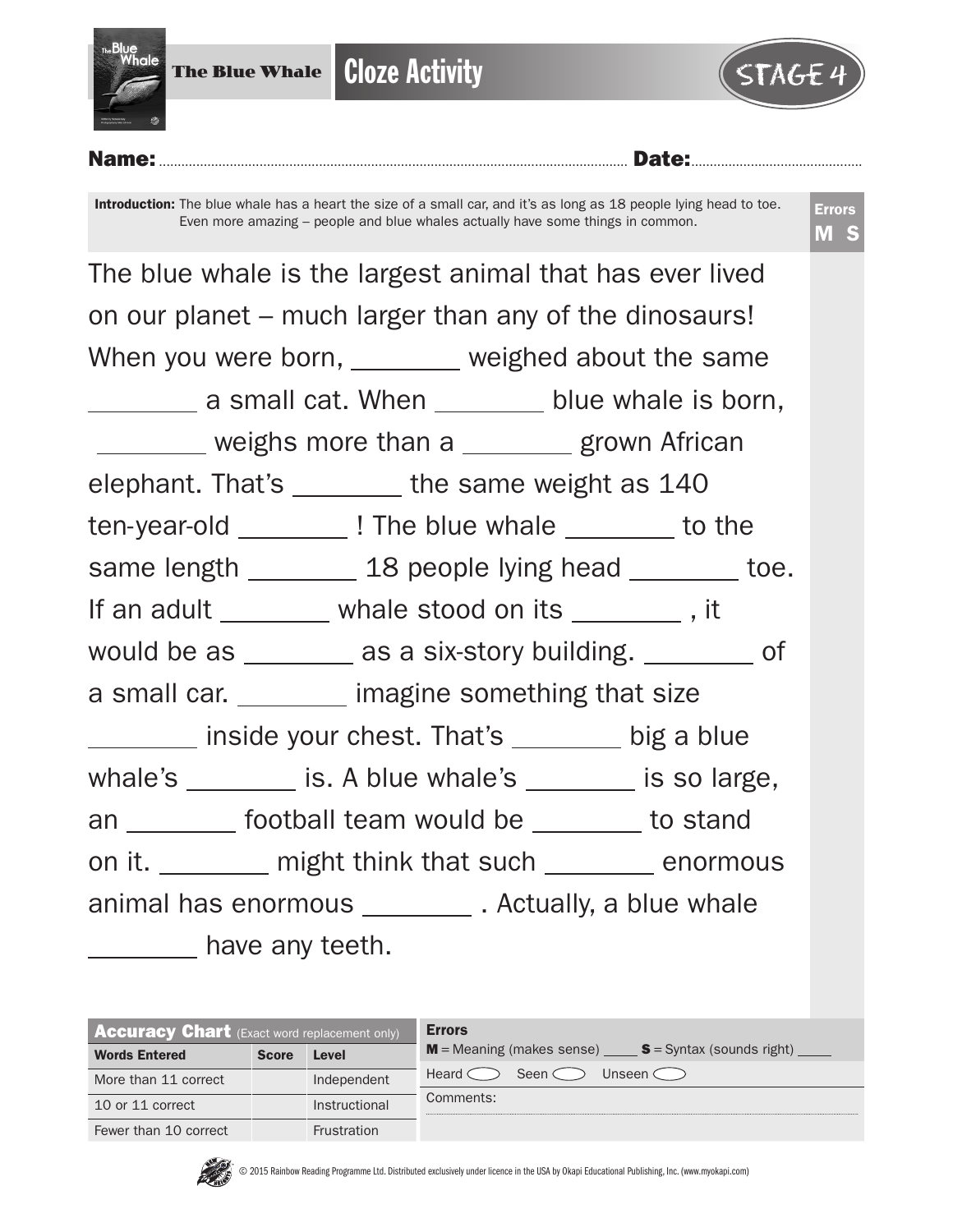# The Blue Whale — Cloze Activity

STAGE 4

**Name:** ............................................ **Date:** ............................................

**Introduction:** The blue whale has a heart the size of a small car, and it's as long as 18 people lying head to toe. Even more amazing – people and blue whales actually have some things in common.

**Errors**
**M S**

The blue whale is the largest animal that has ever lived on our planet – much larger than any of the dinosaurs! When you were born, ________ weighed about the same ________ a small cat. When ________ blue whale is born, ________ weighs more than a ________ grown African elephant. That's ________ the same weight as 140 ten-year-old ________ ! The blue whale ________ to the same length ________ 18 people lying head ________ toe. If an adult ________ whale stood on its ________ , it would be as ________ as a six-story building. ________ of a small car. ________ imagine something that size ________ inside your chest. That's ________ big a blue whale's ________ is. A blue whale's ________ is so large, an ________ football team would be ________ to stand on it. ________ might think that such ________ enormous animal has enormous ________ . Actually, a blue whale ________ have any teeth.

| **Accuracy Chart** (Exact word replacement only) | | |
|---|---|---|
| **Words Entered** | **Score** | **Level** |
| More than 11 correct | | Independent |
| 10 or 11 correct | | Instructional |
| Fewer than 10 correct | | Frustration |

**Errors**

**M** = Meaning (makes sense) ____ **S** = Syntax (sounds right) ____

Heard ◯ Seen ◯ Unseen ◯

Comments:

© 2015 Rainbow Reading Programme Ltd. Distributed exclusively under licence in the USA by Okapi Educational Publishing, Inc. (www.myokapi.com)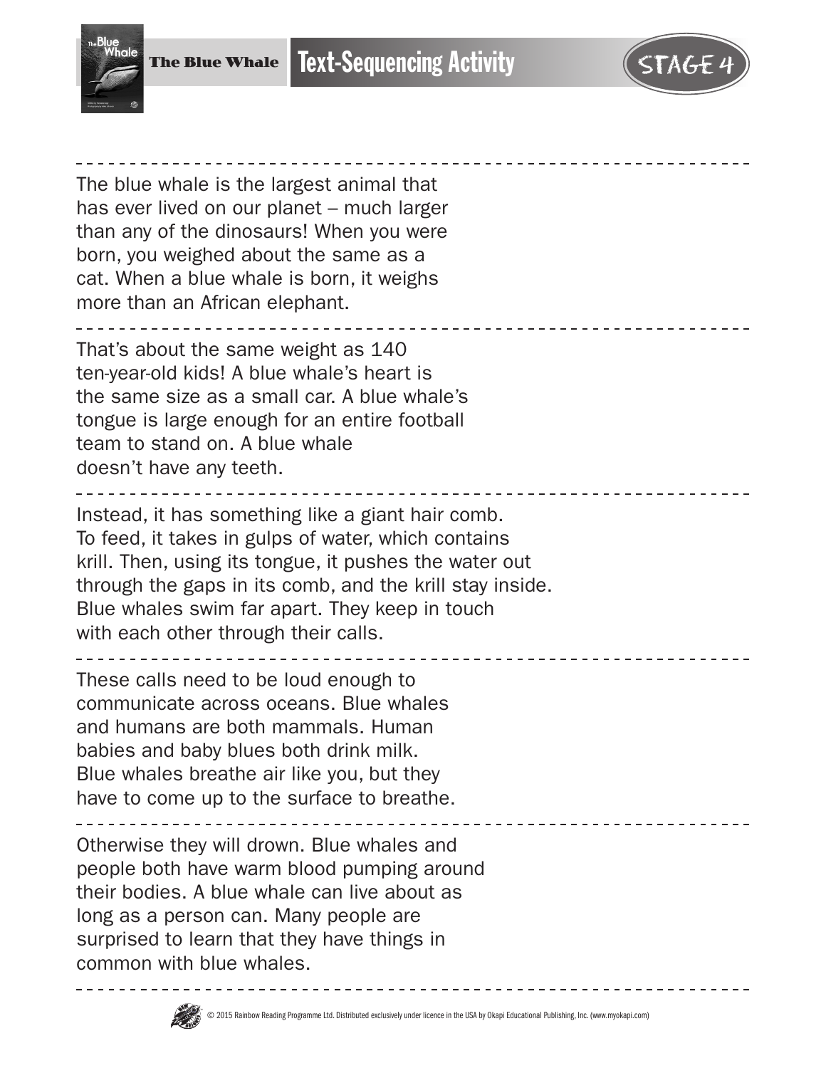The Blue Whale

# Text-Sequencing Activity

STAGE 4

---

The blue whale is the largest animal that has ever lived on our planet – much larger than any of the dinosaurs! When you were born, you weighed about the same as a cat. When a blue whale is born, it weighs more than an African elephant.

---

That's about the same weight as 140 ten-year-old kids! A blue whale's heart is the same size as a small car. A blue whale's tongue is large enough for an entire football team to stand on. A blue whale doesn't have any teeth.

---

Instead, it has something like a giant hair comb. To feed, it takes in gulps of water, which contains krill. Then, using its tongue, it pushes the water out through the gaps in its comb, and the krill stay inside. Blue whales swim far apart. They keep in touch with each other through their calls.

---

These calls need to be loud enough to communicate across oceans. Blue whales and humans are both mammals. Human babies and baby blues both drink milk. Blue whales breathe air like you, but they have to come up to the surface to breathe.

---

Otherwise they will drown. Blue whales and people both have warm blood pumping around their bodies. A blue whale can live about as long as a person can. Many people are surprised to learn that they have things in common with blue whales.

---

© 2015 Rainbow Reading Programme Ltd. Distributed exclusively under licence in the USA by Okapi Educational Publishing, Inc. (www.myokapi.com)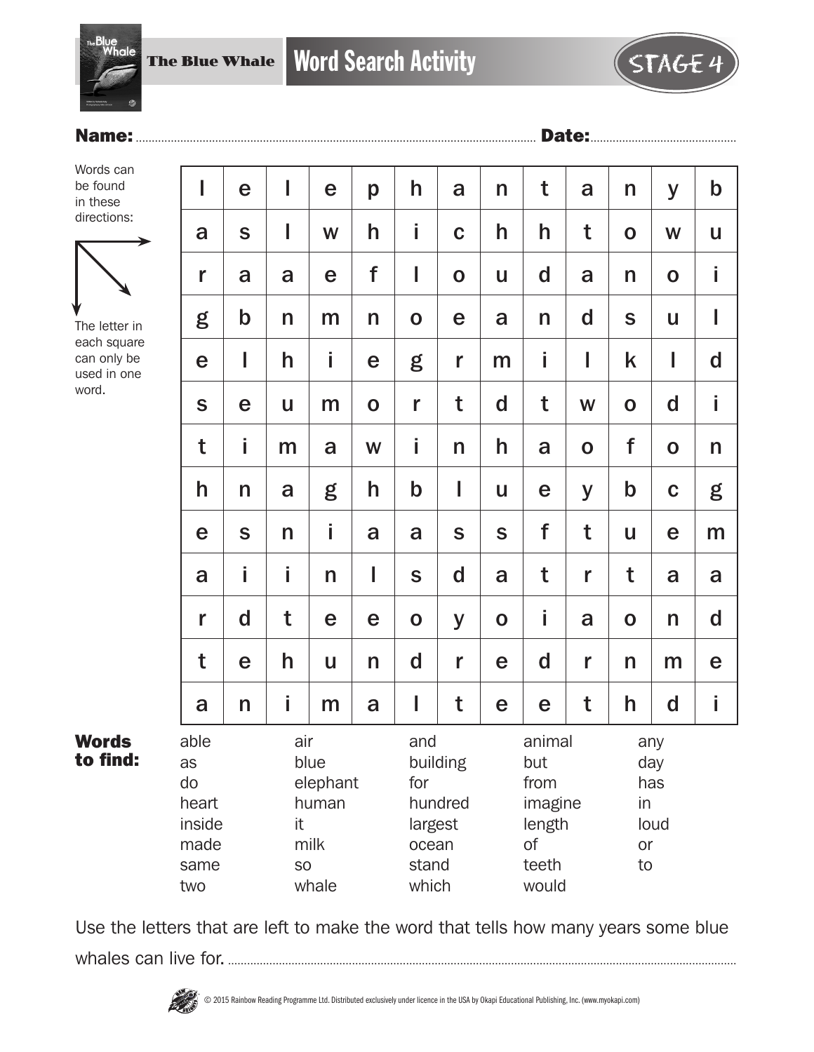# The Blue Whale — Word Search Activity

STAGE 4

**Name:** .................................................................................................... **Date:** ..........................................

Words can be found in these directions: → ↘ ↓

The letter in each square can only be used in one word.

| | | | | | | | | | | | | |
|---|---|---|---|---|---|---|---|---|---|---|---|---|
| l | e | l | e | p | h | a | n | t | a | n | y | b |
| a | s | l | w | h | i | c | h | h | t | o | w | u |
| r | a | a | e | f | l | o | u | d | a | n | o | i |
| g | b | n | m | n | o | e | a | n | d | s | u | l |
| e | l | h | i | e | g | r | m | i | l | k | l | d |
| s | e | u | m | o | r | t | d | t | w | o | d | i |
| t | i | m | a | w | i | n | h | a | o | f | o | n |
| h | n | a | g | h | b | l | u | e | y | b | c | g |
| e | s | n | i | a | a | s | s | f | t | u | e | m |
| a | i | i | n | l | s | d | a | t | r | t | a | a |
| r | d | t | e | e | o | y | o | i | a | o | n | d |
| t | e | h | u | n | d | r | e | d | r | n | m | e |
| a | n | i | m | a | l | t | e | e | t | h | d | i |

**Words to find:**

| | | | | |
|---|---|---|---|---|
| able | air | and | animal | any |
| as | blue | building | but | day |
| do | elephant | for | from | has |
| heart | human | hundred | imagine | in |
| inside | it | largest | length | loud |
| made | milk | ocean | of | or |
| same | so | stand | teeth | to |
| two | whale | which | would | |

Use the letters that are left to make the word that tells how many years some blue whales can live for. ..................................................................................

© 2015 Rainbow Reading Programme Ltd. Distributed exclusively under licence in the USA by Okapi Educational Publishing, Inc. (www.myokapi.com)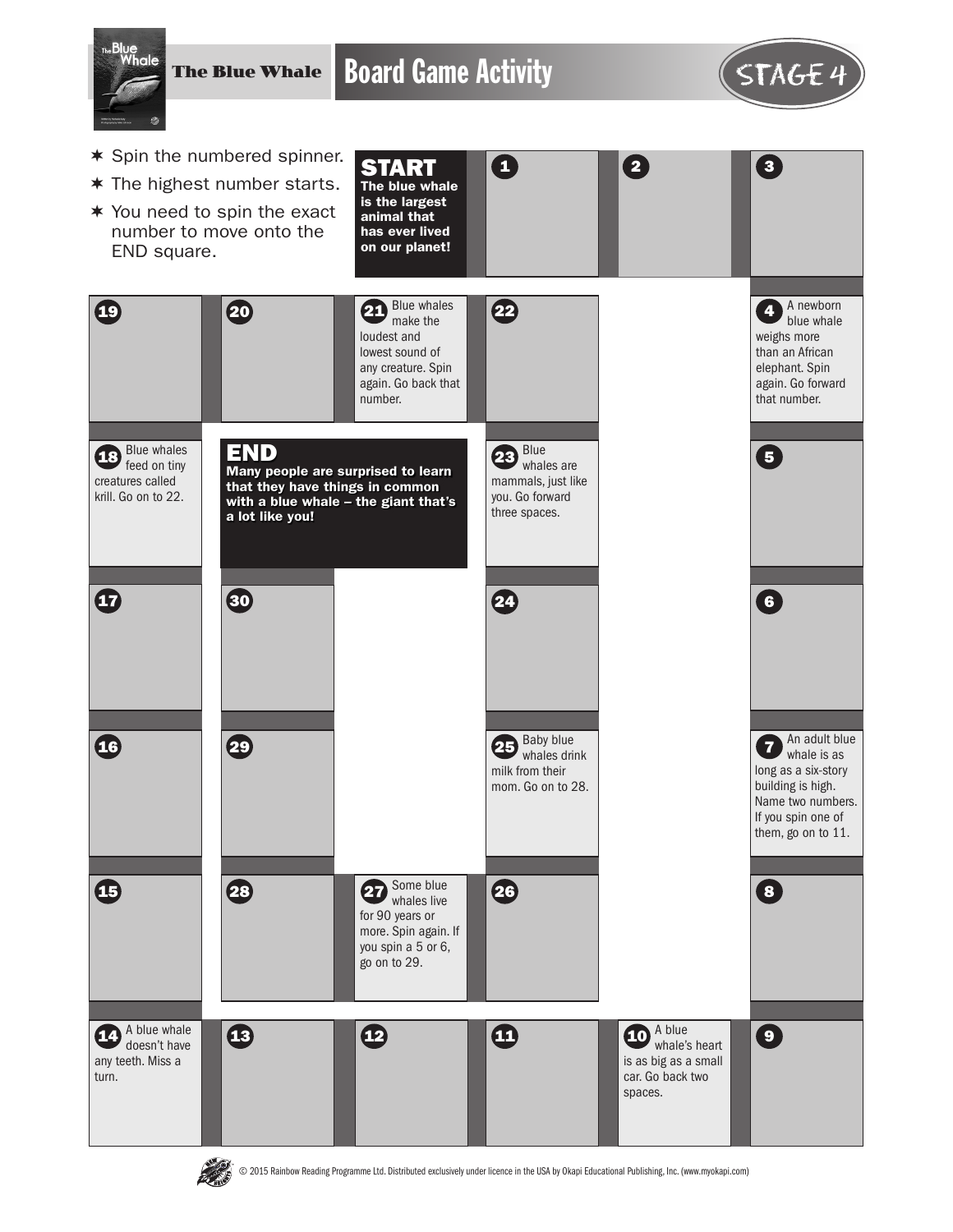# The Blue Whale — Board Game Activity

STAGE 4

- Spin the numbered spinner.
- The highest number starts.
- You need to spin the exact number to move onto the END square.

**START** The blue whale is the largest animal that has ever lived on our planet!

1

2

3

4 A newborn blue whale weighs more than an African elephant. Spin again. Go forward that number.

5

6

7 An adult blue whale is as long as a six-story building is high. Name two numbers. If you spin one of them, go on to 11.

8

9

10 A blue whale's heart is as big as a small car. Go back two spaces.

11

12

13

14 A blue whale doesn't have any teeth. Miss a turn.

15

16

17

18 Blue whales feed on tiny creatures called krill. Go on to 22.

19

20

21 Blue whales make the loudest and lowest sound of any creature. Spin again. Go back that number.

22

23 Blue whales are mammals, just like you. Go forward three spaces.

24

25 Baby blue whales drink milk from their mom. Go on to 28.

26

27 Some blue whales live for 90 years or more. Spin again. If you spin a 5 or 6, go on to 29.

28

29

30

**END** Many people are surprised to learn that they have things in common with a blue whale – the giant that's a lot like you!

© 2015 Rainbow Reading Programme Ltd. Distributed exclusively under licence in the USA by Okapi Educational Publishing, Inc. (www.myokapi.com)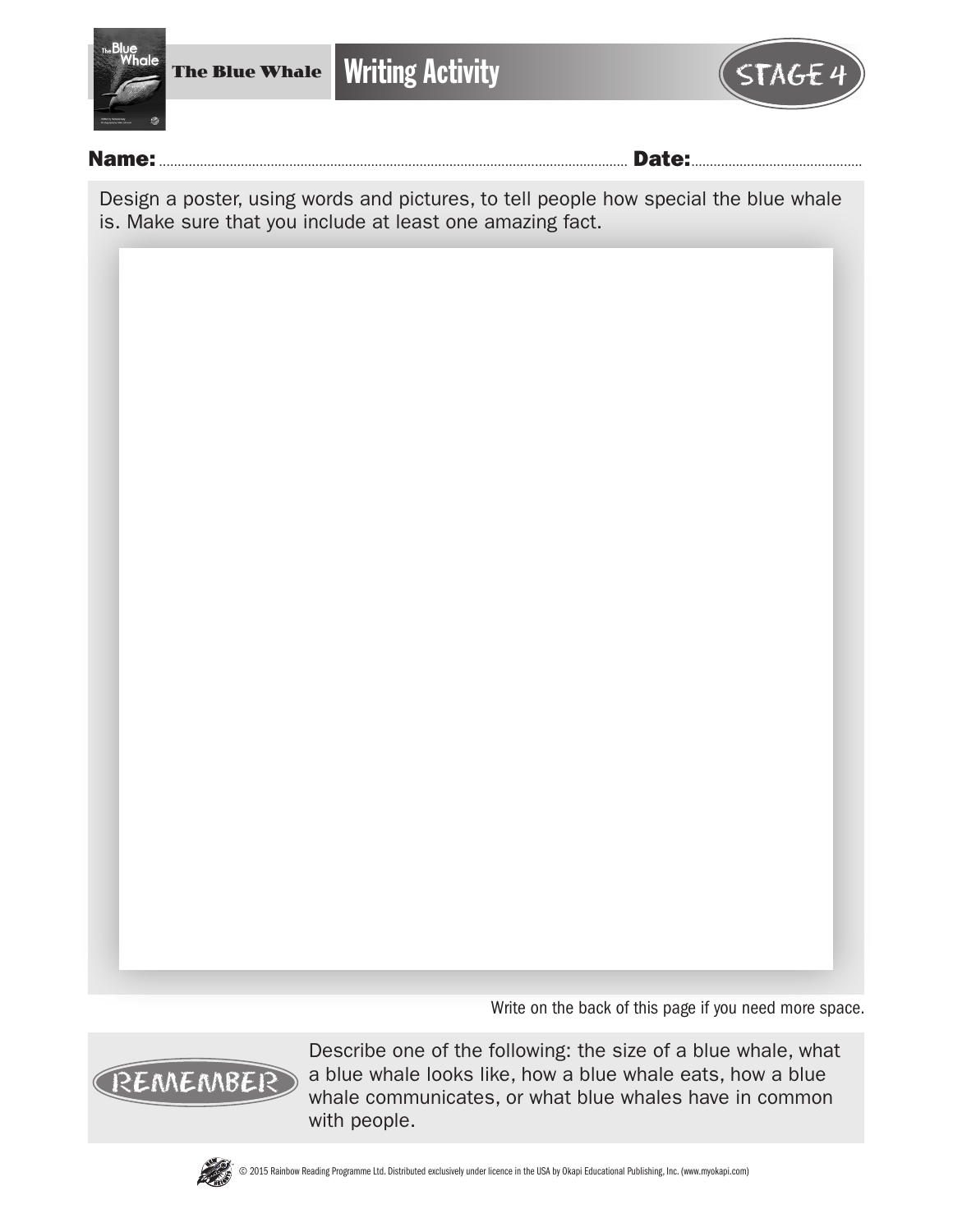The Blue Whale

# Writing Activity

STAGE 4

**Name:** .............................................................. **Date:** ..............................

Design a poster, using words and pictures, to tell people how special the blue whale is. Make sure that you include at least one amazing fact.

Write on the back of this page if you need more space.

REMEMBER

Describe one of the following: the size of a blue whale, what a blue whale looks like, how a blue whale eats, how a blue whale communicates, or what blue whales have in common with people.

© 2015 Rainbow Reading Programme Ltd. Distributed exclusively under licence in the USA by Okapi Educational Publishing, Inc. (www.myokapi.com)